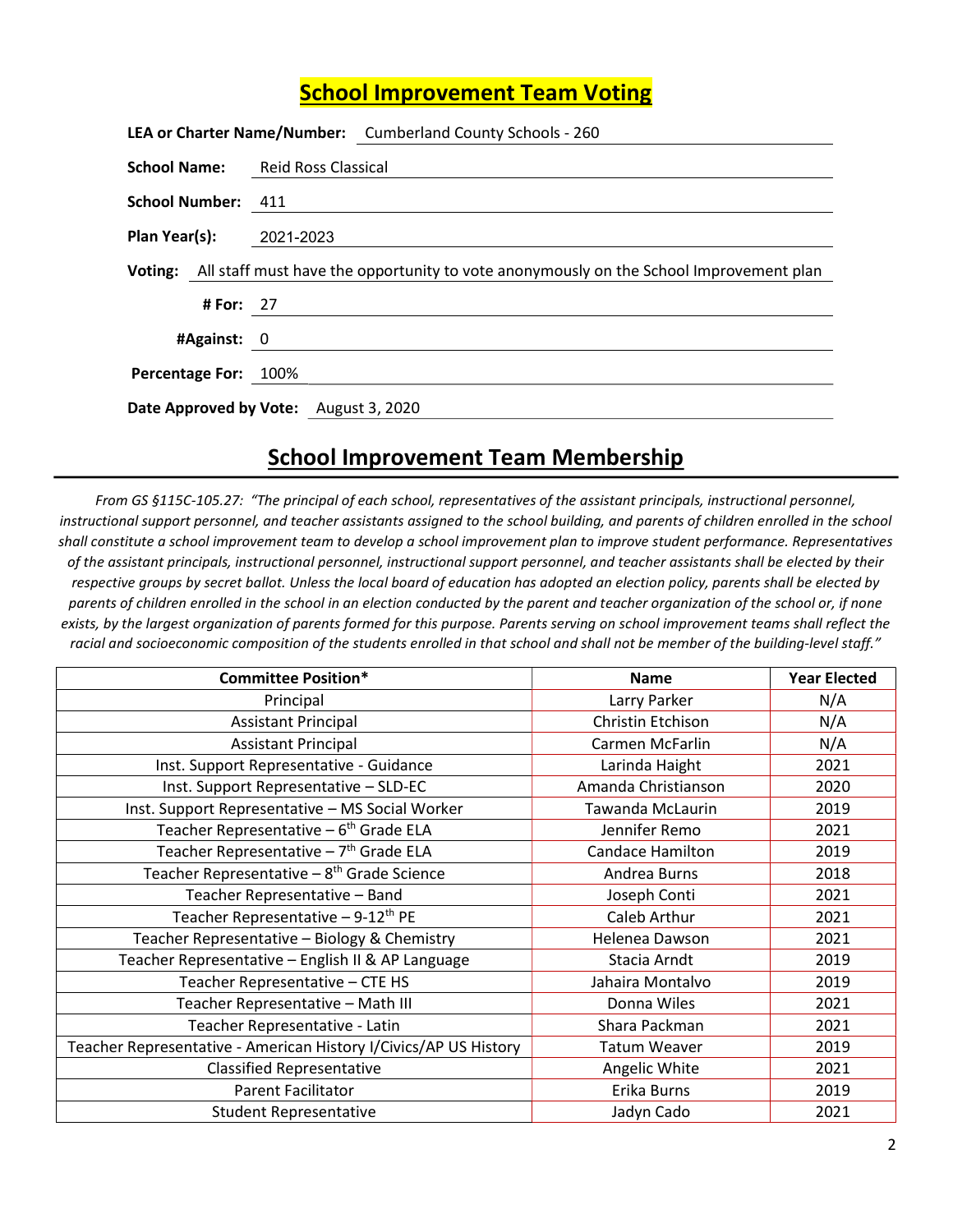# School Improvement Team Voting

**LEA or Charter Name/Number:** Cumberland County Schools - 260

**School Name:** Reid Ross Classical

**School Number:** 411

**Plan Year(s):** 2021-2023

**Voting:** All staff must have the opportunity to vote anonymously on the School Improvement plan

**# For:** 27

**#Against:** 0

**Percentage For:** 100%

**Date Approved by Vote:** August 3, 2020

## School Improvement Team Membership

*From GS §115C-105.27: "The principal of each school, representatives of the assistant principals, instructional personnel, instructional support personnel, and teacher assistants assigned to the school building, and parents of children enrolled in the school shall constitute a school improvement team to develop a school improvement plan to improve student performance. Representatives of the assistant principals, instructional personnel, instructional support personnel, and teacher assistants shall be elected by their respective groups by secret ballot. Unless the local board of education has adopted an election policy, parents shall be elected by parents of children enrolled in the school in an election conducted by the parent and teacher organization of the school or, if none exists, by the largest organization of parents formed for this purpose. Parents serving on school improvement teams shall reflect the racial and socioeconomic composition of the students enrolled in that school and shall not be member of the building-level staff."*

| Committee Position* | Name | Year Elected |
|---|---|---|
| Principal | Larry Parker | N/A |
| Assistant Principal | Christin Etchison | N/A |
| Assistant Principal | Carmen McFarlin | N/A |
| Inst. Support Representative - Guidance | Larinda Haight | 2021 |
| Inst. Support Representative – SLD-EC | Amanda Christianson | 2020 |
| Inst. Support Representative – MS Social Worker | Tawanda McLaurin | 2019 |
| Teacher Representative – 6th Grade ELA | Jennifer Remo | 2021 |
| Teacher Representative – 7th Grade ELA | Candace Hamilton | 2019 |
| Teacher Representative – 8th Grade Science | Andrea Burns | 2018 |
| Teacher Representative – Band | Joseph Conti | 2021 |
| Teacher Representative – 9-12th PE | Caleb Arthur | 2021 |
| Teacher Representative – Biology & Chemistry | Helenea Dawson | 2021 |
| Teacher Representative – English II & AP Language | Stacia Arndt | 2019 |
| Teacher Representative – CTE HS | Jahaira Montalvo | 2019 |
| Teacher Representative – Math III | Donna Wiles | 2021 |
| Teacher Representative - Latin | Shara Packman | 2021 |
| Teacher Representative - American History I/Civics/AP US History | Tatum Weaver | 2019 |
| Classified Representative | Angelic White | 2021 |
| Parent Facilitator | Erika Burns | 2019 |
| Student Representative | Jadyn Cado | 2021 |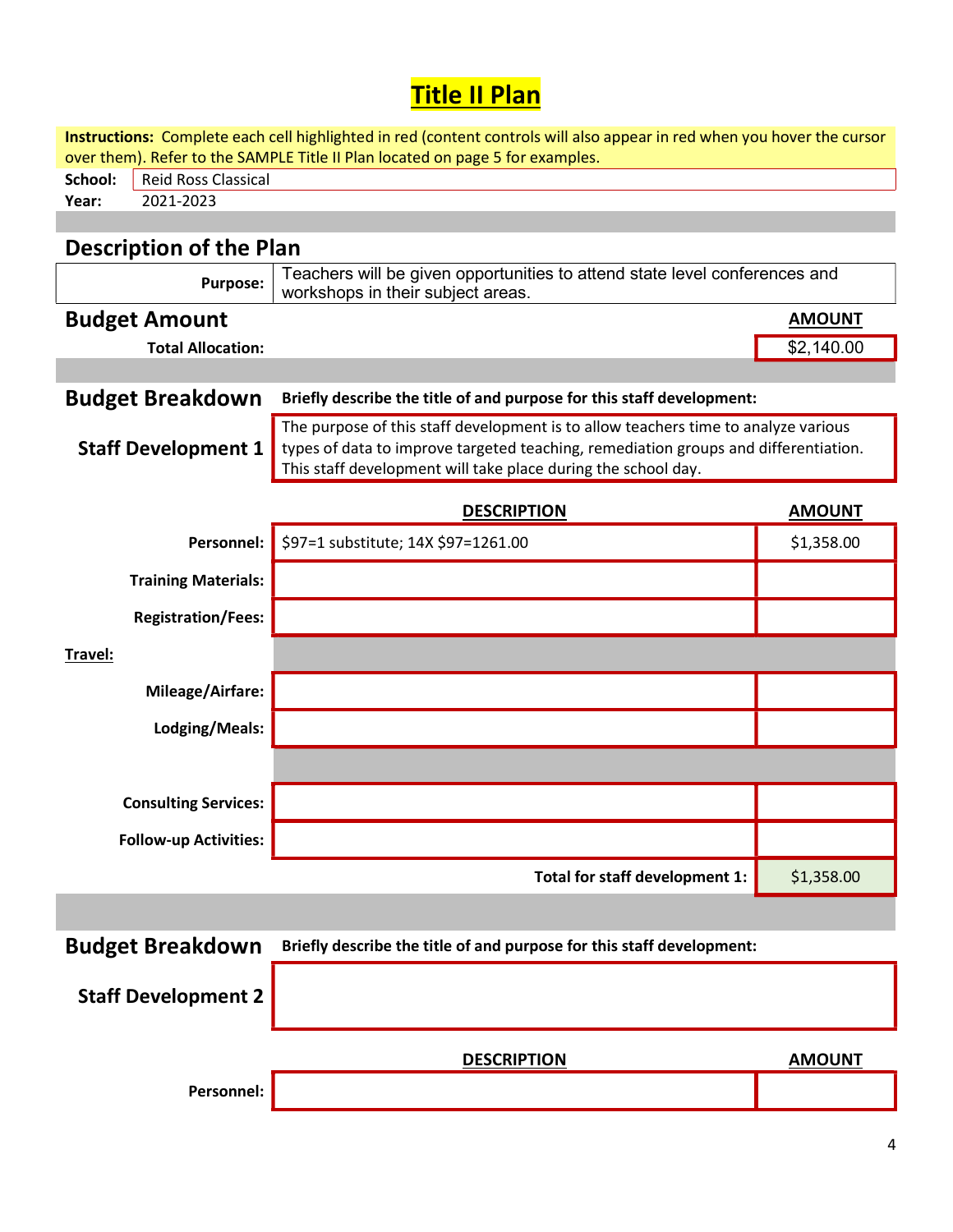# Title II Plan

**Instructions:** Complete each cell highlighted in red (content controls will also appear in red when you hover the cursor over them). Refer to the SAMPLE Title II Plan located on page 5 for examples.

**School:** Reid Ross Classical
**Year:** 2021-2023

## Description of the Plan

**Purpose:** Teachers will be given opportunities to attend state level conferences and workshops in their subject areas.

## Budget Amount

| | AMOUNT |
|---|---|
| **Total Allocation:** | $2,140.00 |

## Budget Breakdown

**Staff Development 1**

**Briefly describe the title of and purpose for this staff development:**

The purpose of this staff development is to allow teachers time to analyze various types of data to improve targeted teaching, remediation groups and differentiation. This staff development will take place during the school day.

| | DESCRIPTION | AMOUNT |
|---|---|---|
| **Personnel:** | $97=1 substitute; 14X $97=1261.00 | $1,358.00 |
| **Training Materials:** | | |
| **Registration/Fees:** | | |
| **Travel:** | | |
| **Mileage/Airfare:** | | |
| **Lodging/Meals:** | | |
| **Consulting Services:** | | |
| **Follow-up Activities:** | | |
| | **Total for staff development 1:** | $1,358.00 |

## Budget Breakdown

**Staff Development 2**

**Briefly describe the title of and purpose for this staff development:**

| | DESCRIPTION | AMOUNT |
|---|---|---|
| **Personnel:** | | |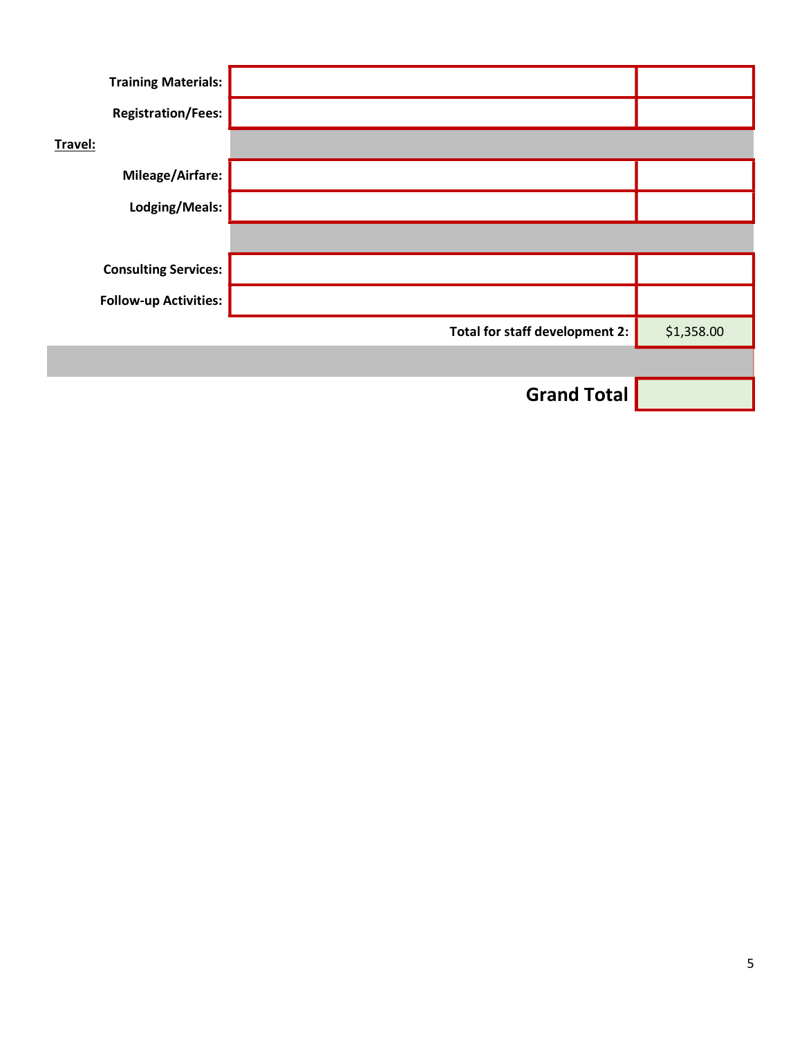| | | |
|---|---|---|
| **Training Materials:** | | |
| **Registration/Fees:** | | |
| **Travel:** | | |
| **Mileage/Airfare:** | | |
| **Lodging/Meals:** | | |
| | | |
| **Consulting Services:** | | |
| **Follow-up Activities:** | | |
| | **Total for staff development 2:** | $1,358.00 |
| | | |
| | **Grand Total** | |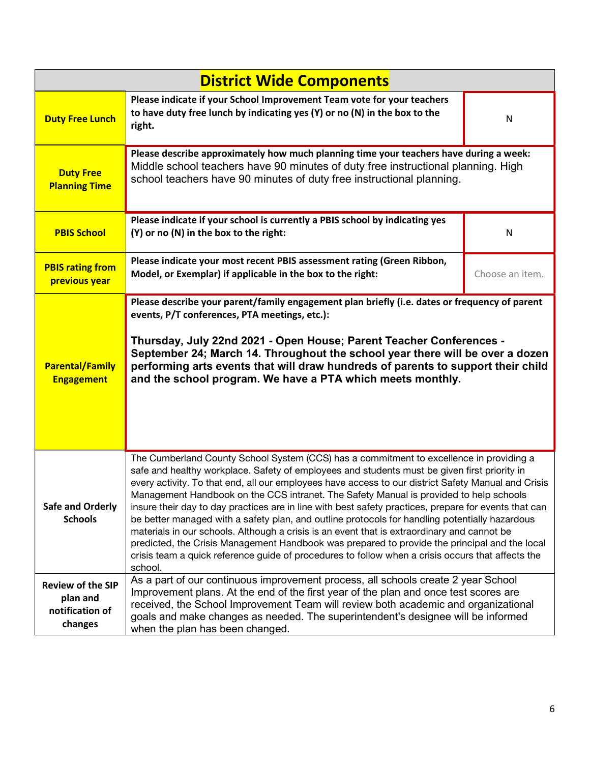## District Wide Components

| | | |
|---|---|---|
| **Duty Free Lunch** | **Please indicate if your School Improvement Team vote for your teachers to have duty free lunch by indicating yes (Y) or no (N) in the box to the right.** | N |
| **Duty Free Planning Time** | **Please describe approximately how much planning time your teachers have during a week:** Middle school teachers have 90 minutes of duty free instructional planning. High school teachers have 90 minutes of duty free instructional planning. | |
| **PBIS School** | **Please indicate if your school is currently a PBIS school by indicating yes (Y) or no (N) in the box to the right:** | N |
| **PBIS rating from previous year** | **Please indicate your most recent PBIS assessment rating (Green Ribbon, Model, or Exemplar) if applicable in the box to the right:** | Choose an item. |
| **Parental/Family Engagement** | **Please describe your parent/family engagement plan briefly (i.e. dates or frequency of parent events, P/T conferences, PTA meetings, etc.):** **Thursday, July 22nd 2021 - Open House; Parent Teacher Conferences - September 24; March 14. Throughout the school year there will be over a dozen performing arts events that will draw hundreds of parents to support their child and the school program. We have a PTA which meets monthly.** | |
| **Safe and Orderly Schools** | The Cumberland County School System (CCS) has a commitment to excellence in providing a safe and healthy workplace. Safety of employees and students must be given first priority in every activity. To that end, all our employees have access to our district Safety Manual and Crisis Management Handbook on the CCS intranet. The Safety Manual is provided to help schools insure their day to day practices are in line with best safety practices, prepare for events that can be better managed with a safety plan, and outline protocols for handling potentially hazardous materials in our schools. Although a crisis is an event that is extraordinary and cannot be predicted, the Crisis Management Handbook was prepared to provide the principal and the local crisis team a quick reference guide of procedures to follow when a crisis occurs that affects the school. | |
| **Review of the SIP plan and notification of changes** | As a part of our continuous improvement process, all schools create 2 year School Improvement plans. At the end of the first year of the plan and once test scores are received, the School Improvement Team will review both academic and organizational goals and make changes as needed. The superintendent's designee will be informed when the plan has been changed. | |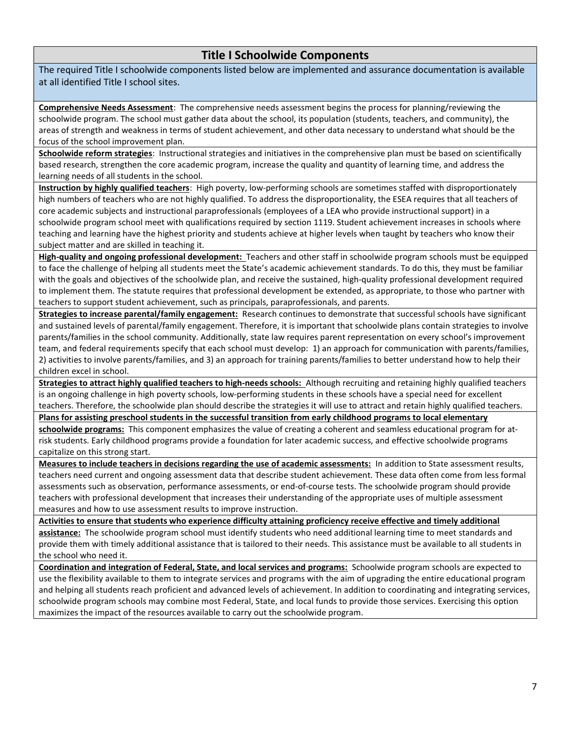## Title I Schoolwide Components

The required Title I schoolwide components listed below are implemented and assurance documentation is available at all identified Title I school sites.

**Comprehensive Needs Assessment**: The comprehensive needs assessment begins the process for planning/reviewing the schoolwide program. The school must gather data about the school, its population (students, teachers, and community), the areas of strength and weakness in terms of student achievement, and other data necessary to understand what should be the focus of the school improvement plan.

**Schoolwide reform strategies**: Instructional strategies and initiatives in the comprehensive plan must be based on scientifically based research, strengthen the core academic program, increase the quality and quantity of learning time, and address the learning needs of all students in the school.

**Instruction by highly qualified teachers**: High poverty, low-performing schools are sometimes staffed with disproportionately high numbers of teachers who are not highly qualified. To address the disproportionality, the ESEA requires that all teachers of core academic subjects and instructional paraprofessionals (employees of a LEA who provide instructional support) in a schoolwide program school meet with qualifications required by section 1119. Student achievement increases in schools where teaching and learning have the highest priority and students achieve at higher levels when taught by teachers who know their subject matter and are skilled in teaching it.

**High-quality and ongoing professional development:** Teachers and other staff in schoolwide program schools must be equipped to face the challenge of helping all students meet the State's academic achievement standards. To do this, they must be familiar with the goals and objectives of the schoolwide plan, and receive the sustained, high-quality professional development required to implement them. The statute requires that professional development be extended, as appropriate, to those who partner with teachers to support student achievement, such as principals, paraprofessionals, and parents.

**Strategies to increase parental/family engagement:** Research continues to demonstrate that successful schools have significant and sustained levels of parental/family engagement. Therefore, it is important that schoolwide plans contain strategies to involve parents/families in the school community. Additionally, state law requires parent representation on every school's improvement team, and federal requirements specify that each school must develop: 1) an approach for communication with parents/families, 2) activities to involve parents/families, and 3) an approach for training parents/families to better understand how to help their children excel in school.

**Strategies to attract highly qualified teachers to high-needs schools:** Although recruiting and retaining highly qualified teachers is an ongoing challenge in high poverty schools, low-performing students in these schools have a special need for excellent teachers. Therefore, the schoolwide plan should describe the strategies it will use to attract and retain highly qualified teachers.

**Plans for assisting preschool students in the successful transition from early childhood programs to local elementary schoolwide programs:** This component emphasizes the value of creating a coherent and seamless educational program for at-risk students. Early childhood programs provide a foundation for later academic success, and effective schoolwide programs capitalize on this strong start.

**Measures to include teachers in decisions regarding the use of academic assessments:** In addition to State assessment results, teachers need current and ongoing assessment data that describe student achievement. These data often come from less formal assessments such as observation, performance assessments, or end-of-course tests. The schoolwide program should provide teachers with professional development that increases their understanding of the appropriate uses of multiple assessment measures and how to use assessment results to improve instruction.

**Activities to ensure that students who experience difficulty attaining proficiency receive effective and timely additional assistance:** The schoolwide program school must identify students who need additional learning time to meet standards and provide them with timely additional assistance that is tailored to their needs. This assistance must be available to all students in the school who need it.

**Coordination and integration of Federal, State, and local services and programs:** Schoolwide program schools are expected to use the flexibility available to them to integrate services and programs with the aim of upgrading the entire educational program and helping all students reach proficient and advanced levels of achievement. In addition to coordinating and integrating services, schoolwide program schools may combine most Federal, State, and local funds to provide those services. Exercising this option maximizes the impact of the resources available to carry out the schoolwide program.